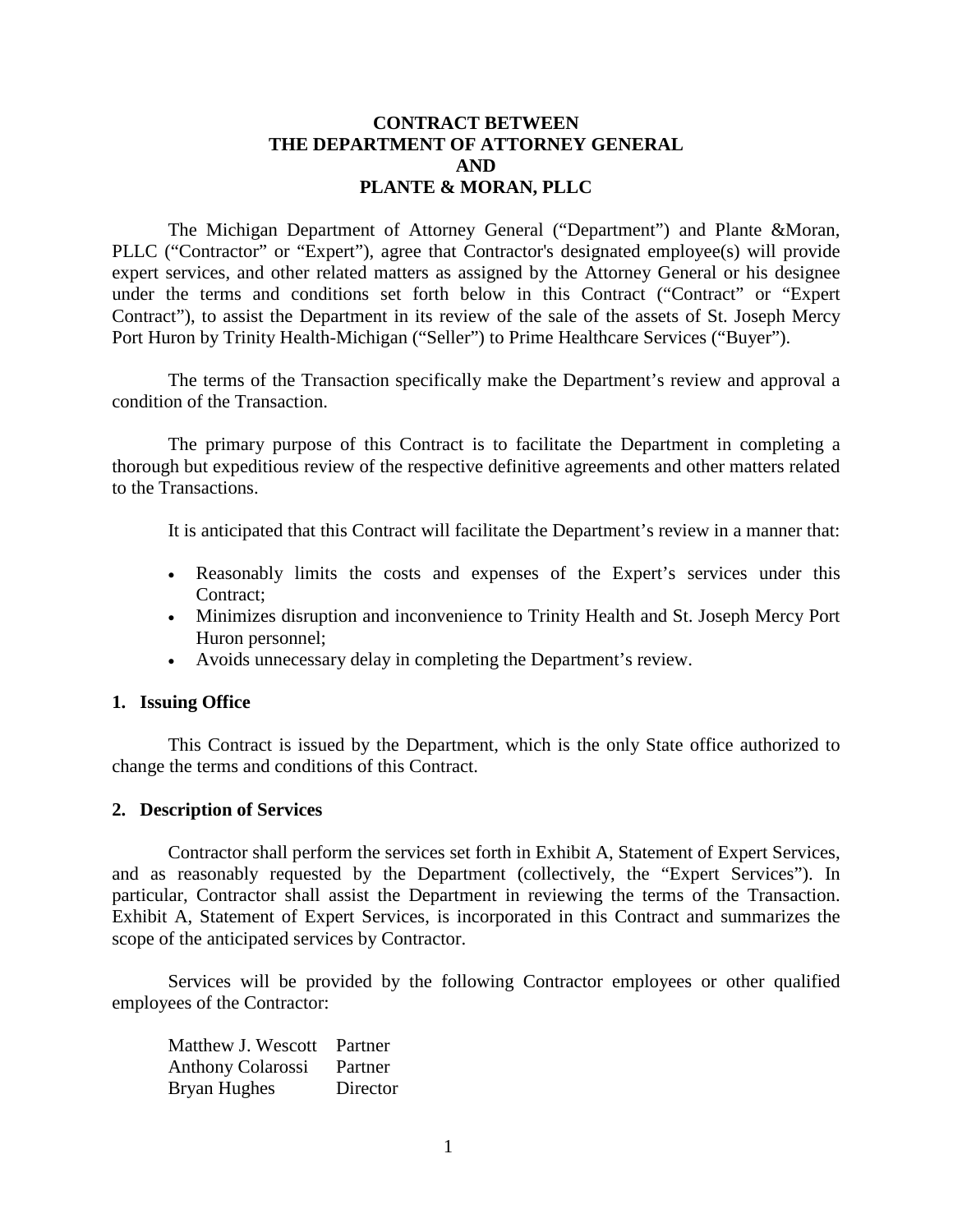**CONTRACT BETWEEN**
**THE DEPARTMENT OF ATTORNEY GENERAL**
**AND**
**PLANTE & MORAN, PLLC**

The Michigan Department of Attorney General ("Department") and Plante &Moran, PLLC ("Contractor" or "Expert"), agree that Contractor's designated employee(s) will provide expert services, and other related matters as assigned by the Attorney General or his designee under the terms and conditions set forth below in this Contract ("Contract" or "Expert Contract"), to assist the Department in its review of the sale of the assets of St. Joseph Mercy Port Huron by Trinity Health-Michigan ("Seller") to Prime Healthcare Services ("Buyer").

The terms of the Transaction specifically make the Department's review and approval a condition of the Transaction.

The primary purpose of this Contract is to facilitate the Department in completing a thorough but expeditious review of the respective definitive agreements and other matters related to the Transactions.

It is anticipated that this Contract will facilitate the Department's review in a manner that:

- Reasonably limits the costs and expenses of the Expert's services under this Contract;
- Minimizes disruption and inconvenience to Trinity Health and St. Joseph Mercy Port Huron personnel;
- Avoids unnecessary delay in completing the Department's review.

## 1. Issuing Office

This Contract is issued by the Department, which is the only State office authorized to change the terms and conditions of this Contract.

## 2. Description of Services

Contractor shall perform the services set forth in Exhibit A, Statement of Expert Services, and as reasonably requested by the Department (collectively, the "Expert Services"). In particular, Contractor shall assist the Department in reviewing the terms of the Transaction. Exhibit A, Statement of Expert Services, is incorporated in this Contract and summarizes the scope of the anticipated services by Contractor.

Services will be provided by the following Contractor employees or other qualified employees of the Contractor:

| | |
|---|---|
| Matthew J. Wescott | Partner |
| Anthony Colarossi | Partner |
| Bryan Hughes | Director |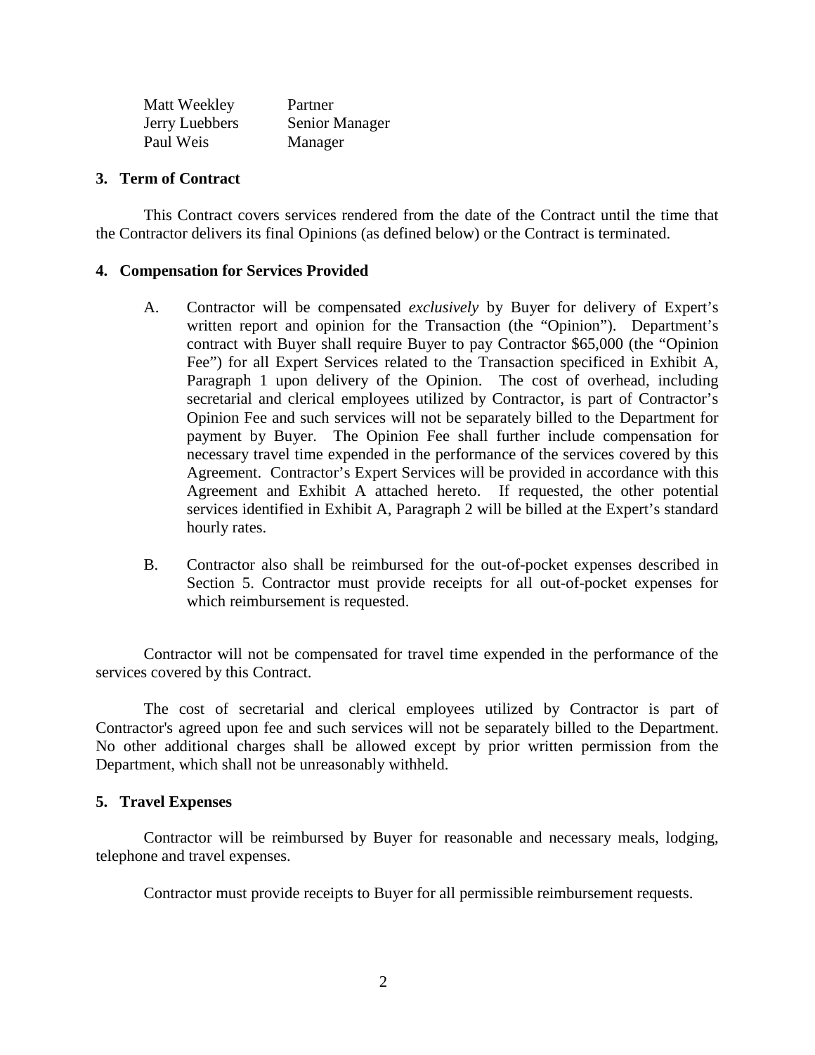| | |
|---|---|
| Matt Weekley | Partner |
| Jerry Luebbers | Senior Manager |
| Paul Weis | Manager |

### 3. Term of Contract

This Contract covers services rendered from the date of the Contract until the time that the Contractor delivers its final Opinions (as defined below) or the Contract is terminated.

### 4. Compensation for Services Provided

A. Contractor will be compensated *exclusively* by Buyer for delivery of Expert's written report and opinion for the Transaction (the "Opinion"). Department's contract with Buyer shall require Buyer to pay Contractor $65,000 (the "Opinion Fee") for all Expert Services related to the Transaction specificed in Exhibit A, Paragraph 1 upon delivery of the Opinion. The cost of overhead, including secretarial and clerical employees utilized by Contractor, is part of Contractor's Opinion Fee and such services will not be separately billed to the Department for payment by Buyer. The Opinion Fee shall further include compensation for necessary travel time expended in the performance of the services covered by this Agreement. Contractor's Expert Services will be provided in accordance with this Agreement and Exhibit A attached hereto. If requested, the other potential services identified in Exhibit A, Paragraph 2 will be billed at the Expert's standard hourly rates.

B. Contractor also shall be reimbursed for the out-of-pocket expenses described in Section 5. Contractor must provide receipts for all out-of-pocket expenses for which reimbursement is requested.

Contractor will not be compensated for travel time expended in the performance of the services covered by this Contract.

The cost of secretarial and clerical employees utilized by Contractor is part of Contractor's agreed upon fee and such services will not be separately billed to the Department. No other additional charges shall be allowed except by prior written permission from the Department, which shall not be unreasonably withheld.

### 5. Travel Expenses

Contractor will be reimbursed by Buyer for reasonable and necessary meals, lodging, telephone and travel expenses.

Contractor must provide receipts to Buyer for all permissible reimbursement requests.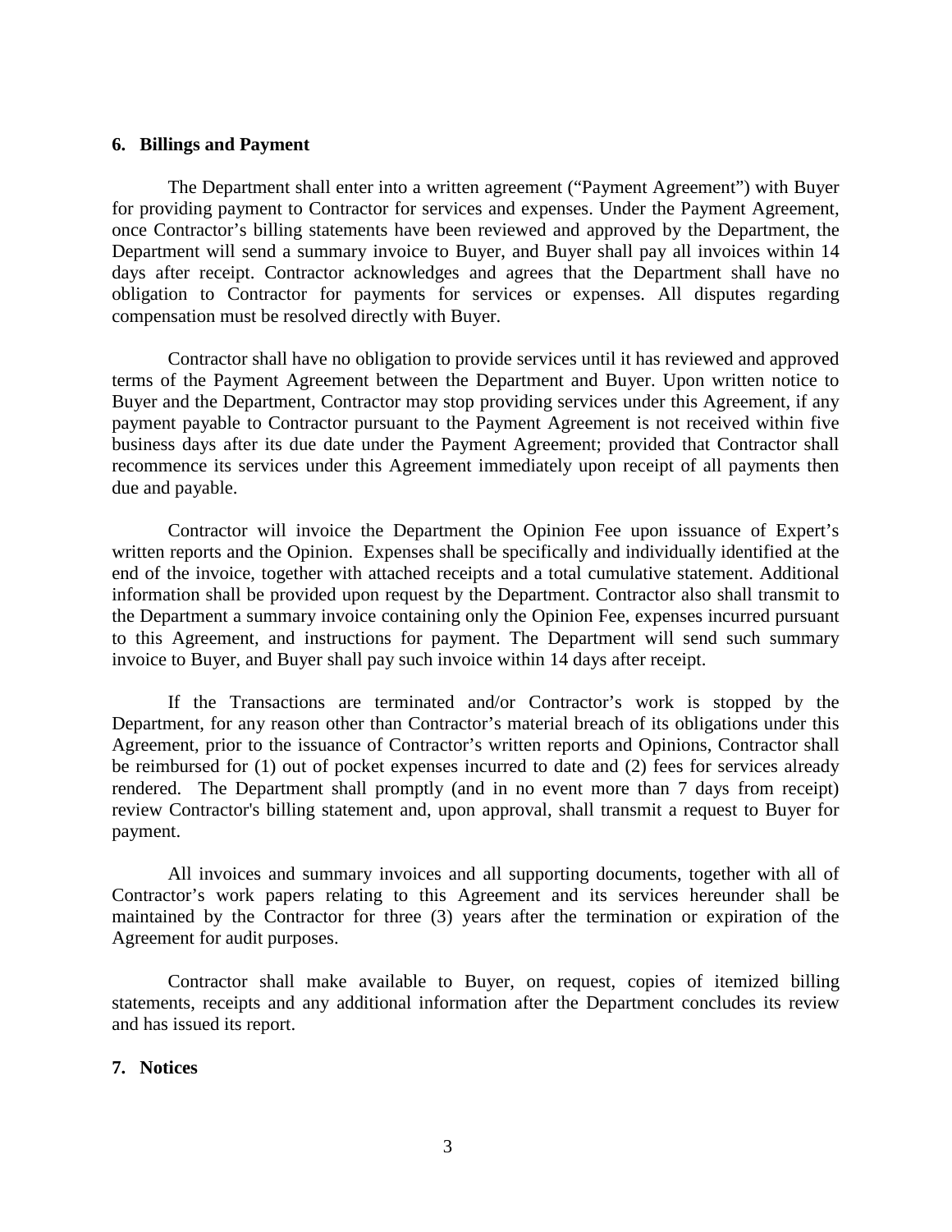## 6. Billings and Payment

The Department shall enter into a written agreement ("Payment Agreement") with Buyer for providing payment to Contractor for services and expenses. Under the Payment Agreement, once Contractor's billing statements have been reviewed and approved by the Department, the Department will send a summary invoice to Buyer, and Buyer shall pay all invoices within 14 days after receipt. Contractor acknowledges and agrees that the Department shall have no obligation to Contractor for payments for services or expenses. All disputes regarding compensation must be resolved directly with Buyer.

Contractor shall have no obligation to provide services until it has reviewed and approved terms of the Payment Agreement between the Department and Buyer. Upon written notice to Buyer and the Department, Contractor may stop providing services under this Agreement, if any payment payable to Contractor pursuant to the Payment Agreement is not received within five business days after its due date under the Payment Agreement; provided that Contractor shall recommence its services under this Agreement immediately upon receipt of all payments then due and payable.

Contractor will invoice the Department the Opinion Fee upon issuance of Expert's written reports and the Opinion. Expenses shall be specifically and individually identified at the end of the invoice, together with attached receipts and a total cumulative statement. Additional information shall be provided upon request by the Department. Contractor also shall transmit to the Department a summary invoice containing only the Opinion Fee, expenses incurred pursuant to this Agreement, and instructions for payment. The Department will send such summary invoice to Buyer, and Buyer shall pay such invoice within 14 days after receipt.

If the Transactions are terminated and/or Contractor's work is stopped by the Department, for any reason other than Contractor's material breach of its obligations under this Agreement, prior to the issuance of Contractor's written reports and Opinions, Contractor shall be reimbursed for (1) out of pocket expenses incurred to date and (2) fees for services already rendered. The Department shall promptly (and in no event more than 7 days from receipt) review Contractor's billing statement and, upon approval, shall transmit a request to Buyer for payment.

All invoices and summary invoices and all supporting documents, together with all of Contractor's work papers relating to this Agreement and its services hereunder shall be maintained by the Contractor for three (3) years after the termination or expiration of the Agreement for audit purposes.

Contractor shall make available to Buyer, on request, copies of itemized billing statements, receipts and any additional information after the Department concludes its review and has issued its report.

## 7. Notices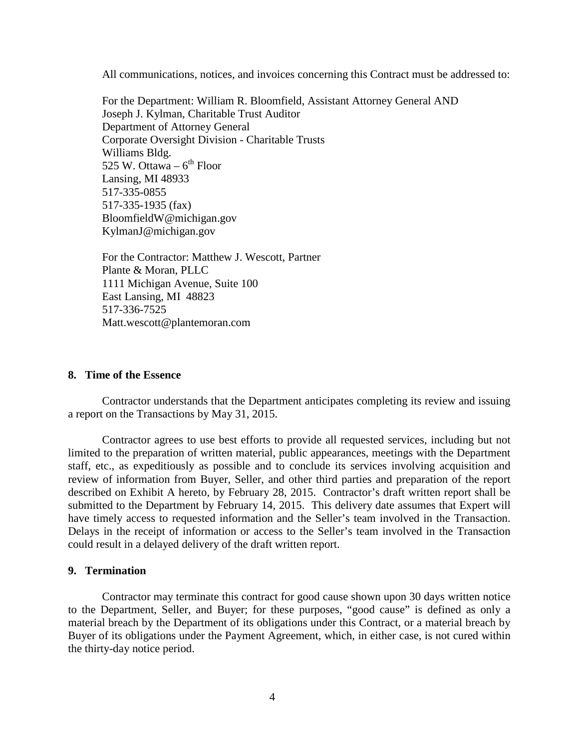All communications, notices, and invoices concerning this Contract must be addressed to:

For the Department: William R. Bloomfield, Assistant Attorney General AND
Joseph J. Kylman, Charitable Trust Auditor
Department of Attorney General
Corporate Oversight Division - Charitable Trusts
Williams Bldg.
525 W. Ottawa – 6th Floor
Lansing, MI 48933
517-335-0855
517-335-1935 (fax)
BloomfieldW@michigan.gov
KylmanJ@michigan.gov

For the Contractor: Matthew J. Wescott, Partner
Plante & Moran, PLLC
1111 Michigan Avenue, Suite 100
East Lansing, MI 48823
517-336-7525
Matt.wescott@plantemoran.com

**8. Time of the Essence**

Contractor understands that the Department anticipates completing its review and issuing a report on the Transactions by May 31, 2015.

Contractor agrees to use best efforts to provide all requested services, including but not limited to the preparation of written material, public appearances, meetings with the Department staff, etc., as expeditiously as possible and to conclude its services involving acquisition and review of information from Buyer, Seller, and other third parties and preparation of the report described on Exhibit A hereto, by February 28, 2015. Contractor's draft written report shall be submitted to the Department by February 14, 2015. This delivery date assumes that Expert will have timely access to requested information and the Seller's team involved in the Transaction. Delays in the receipt of information or access to the Seller's team involved in the Transaction could result in a delayed delivery of the draft written report.

**9. Termination**

Contractor may terminate this contract for good cause shown upon 30 days written notice to the Department, Seller, and Buyer; for these purposes, "good cause" is defined as only a material breach by the Department of its obligations under this Contract, or a material breach by Buyer of its obligations under the Payment Agreement, which, in either case, is not cured within the thirty-day notice period.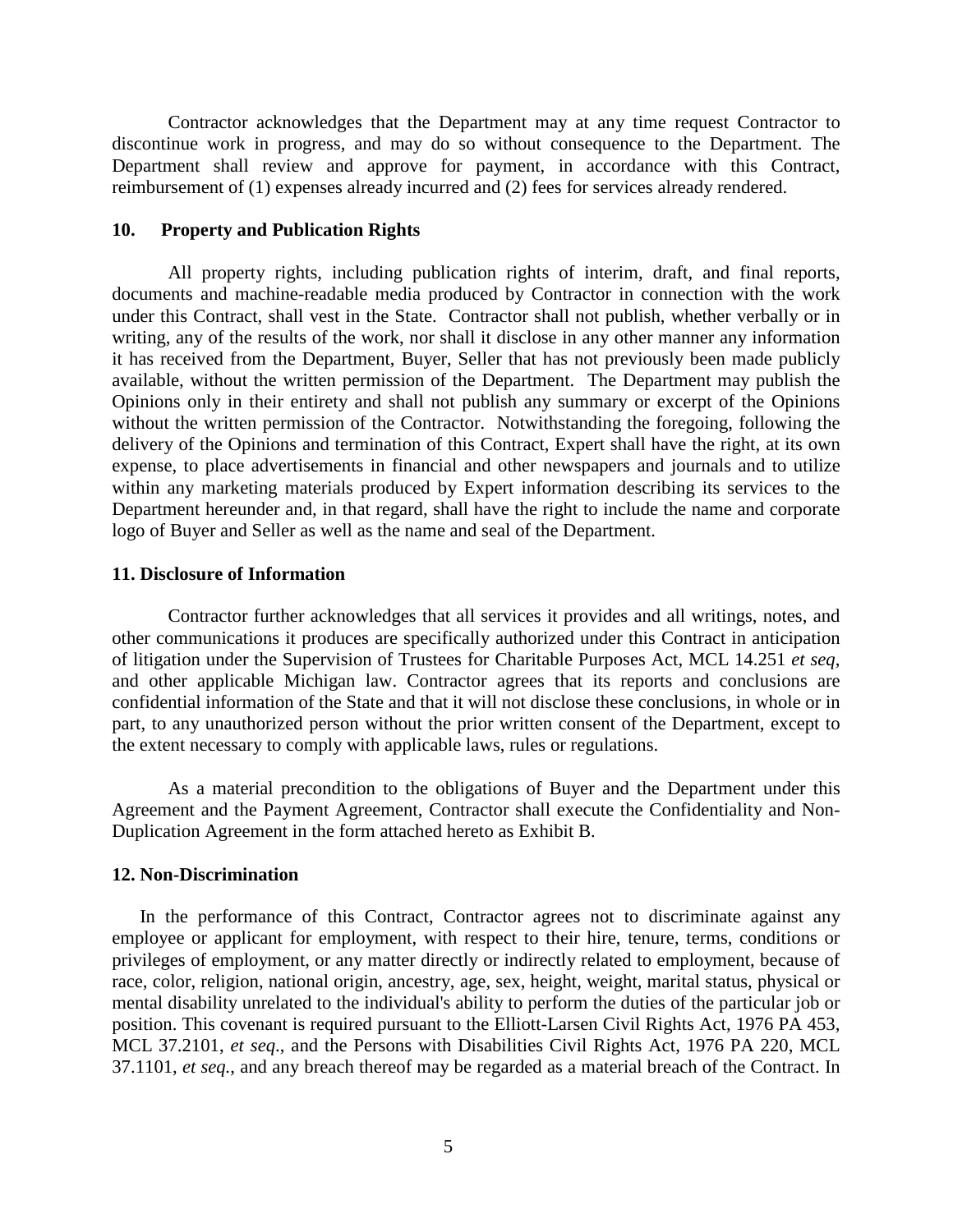Contractor acknowledges that the Department may at any time request Contractor to discontinue work in progress, and may do so without consequence to the Department. The Department shall review and approve for payment, in accordance with this Contract, reimbursement of (1) expenses already incurred and (2) fees for services already rendered.

## 10. Property and Publication Rights

All property rights, including publication rights of interim, draft, and final reports, documents and machine-readable media produced by Contractor in connection with the work under this Contract, shall vest in the State. Contractor shall not publish, whether verbally or in writing, any of the results of the work, nor shall it disclose in any other manner any information it has received from the Department, Buyer, Seller that has not previously been made publicly available, without the written permission of the Department. The Department may publish the Opinions only in their entirety and shall not publish any summary or excerpt of the Opinions without the written permission of the Contractor. Notwithstanding the foregoing, following the delivery of the Opinions and termination of this Contract, Expert shall have the right, at its own expense, to place advertisements in financial and other newspapers and journals and to utilize within any marketing materials produced by Expert information describing its services to the Department hereunder and, in that regard, shall have the right to include the name and corporate logo of Buyer and Seller as well as the name and seal of the Department.

## 11. Disclosure of Information

Contractor further acknowledges that all services it provides and all writings, notes, and other communications it produces are specifically authorized under this Contract in anticipation of litigation under the Supervision of Trustees for Charitable Purposes Act, MCL 14.251 *et seq*, and other applicable Michigan law. Contractor agrees that its reports and conclusions are confidential information of the State and that it will not disclose these conclusions, in whole or in part, to any unauthorized person without the prior written consent of the Department, except to the extent necessary to comply with applicable laws, rules or regulations.

As a material precondition to the obligations of Buyer and the Department under this Agreement and the Payment Agreement, Contractor shall execute the Confidentiality and Non-Duplication Agreement in the form attached hereto as Exhibit B.

## 12. Non-Discrimination

In the performance of this Contract, Contractor agrees not to discriminate against any employee or applicant for employment, with respect to their hire, tenure, terms, conditions or privileges of employment, or any matter directly or indirectly related to employment, because of race, color, religion, national origin, ancestry, age, sex, height, weight, marital status, physical or mental disability unrelated to the individual's ability to perform the duties of the particular job or position. This covenant is required pursuant to the Elliott-Larsen Civil Rights Act, 1976 PA 453, MCL 37.2101, *et seq*., and the Persons with Disabilities Civil Rights Act, 1976 PA 220, MCL 37.1101, *et seq*., and any breach thereof may be regarded as a material breach of the Contract. In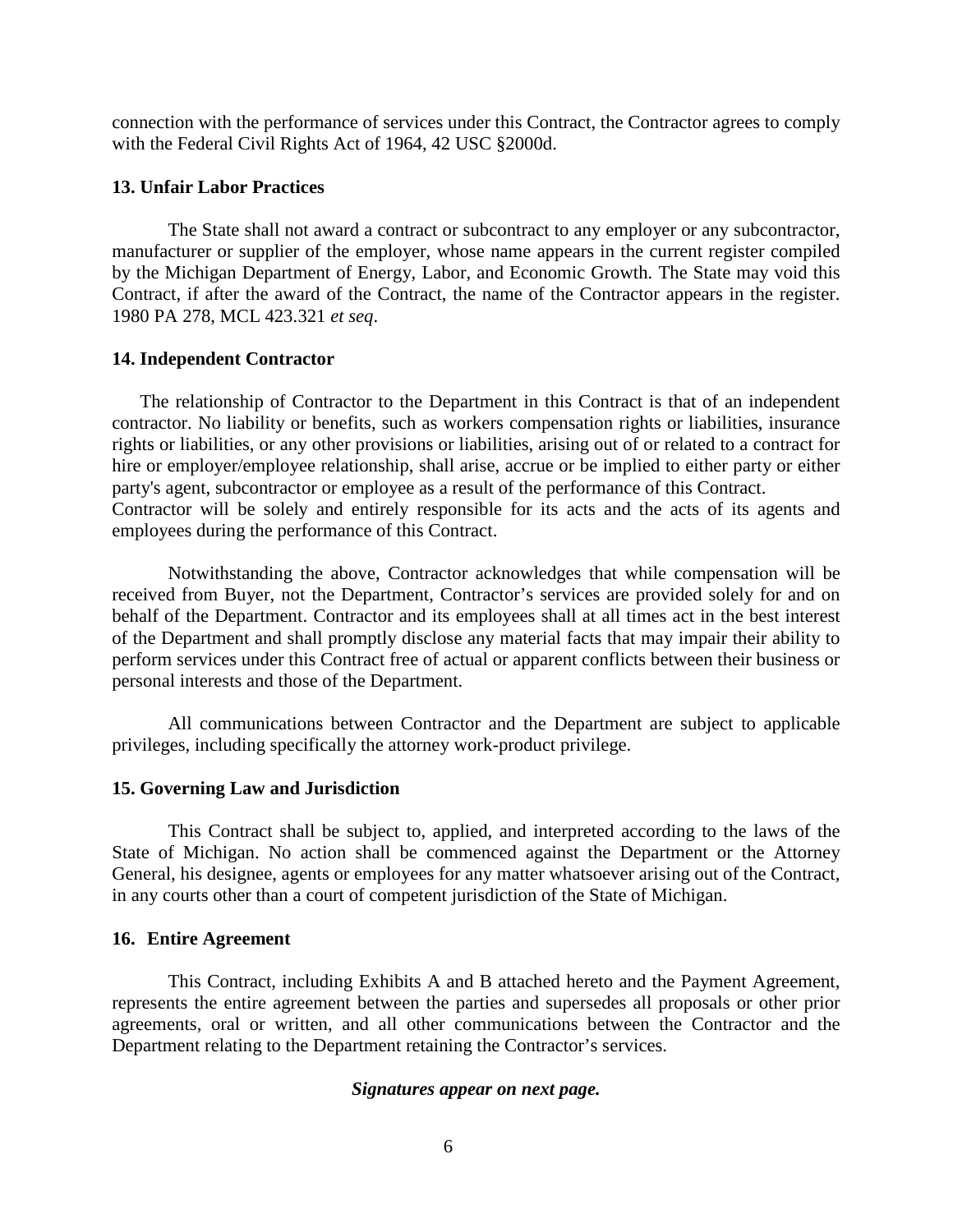connection with the performance of services under this Contract, the Contractor agrees to comply with the Federal Civil Rights Act of 1964, 42 USC §2000d.

**13. Unfair Labor Practices**

The State shall not award a contract or subcontract to any employer or any subcontractor, manufacturer or supplier of the employer, whose name appears in the current register compiled by the Michigan Department of Energy, Labor, and Economic Growth. The State may void this Contract, if after the award of the Contract, the name of the Contractor appears in the register. 1980 PA 278, MCL 423.321 *et seq*.

**14. Independent Contractor**

The relationship of Contractor to the Department in this Contract is that of an independent contractor. No liability or benefits, such as workers compensation rights or liabilities, insurance rights or liabilities, or any other provisions or liabilities, arising out of or related to a contract for hire or employer/employee relationship, shall arise, accrue or be implied to either party or either party's agent, subcontractor or employee as a result of the performance of this Contract. Contractor will be solely and entirely responsible for its acts and the acts of its agents and employees during the performance of this Contract.

Notwithstanding the above, Contractor acknowledges that while compensation will be received from Buyer, not the Department, Contractor's services are provided solely for and on behalf of the Department. Contractor and its employees shall at all times act in the best interest of the Department and shall promptly disclose any material facts that may impair their ability to perform services under this Contract free of actual or apparent conflicts between their business or personal interests and those of the Department.

All communications between Contractor and the Department are subject to applicable privileges, including specifically the attorney work-product privilege.

**15. Governing Law and Jurisdiction**

This Contract shall be subject to, applied, and interpreted according to the laws of the State of Michigan. No action shall be commenced against the Department or the Attorney General, his designee, agents or employees for any matter whatsoever arising out of the Contract, in any courts other than a court of competent jurisdiction of the State of Michigan.

**16. Entire Agreement**

This Contract, including Exhibits A and B attached hereto and the Payment Agreement, represents the entire agreement between the parties and supersedes all proposals or other prior agreements, oral or written, and all other communications between the Contractor and the Department relating to the Department retaining the Contractor's services.

***Signatures appear on next page.***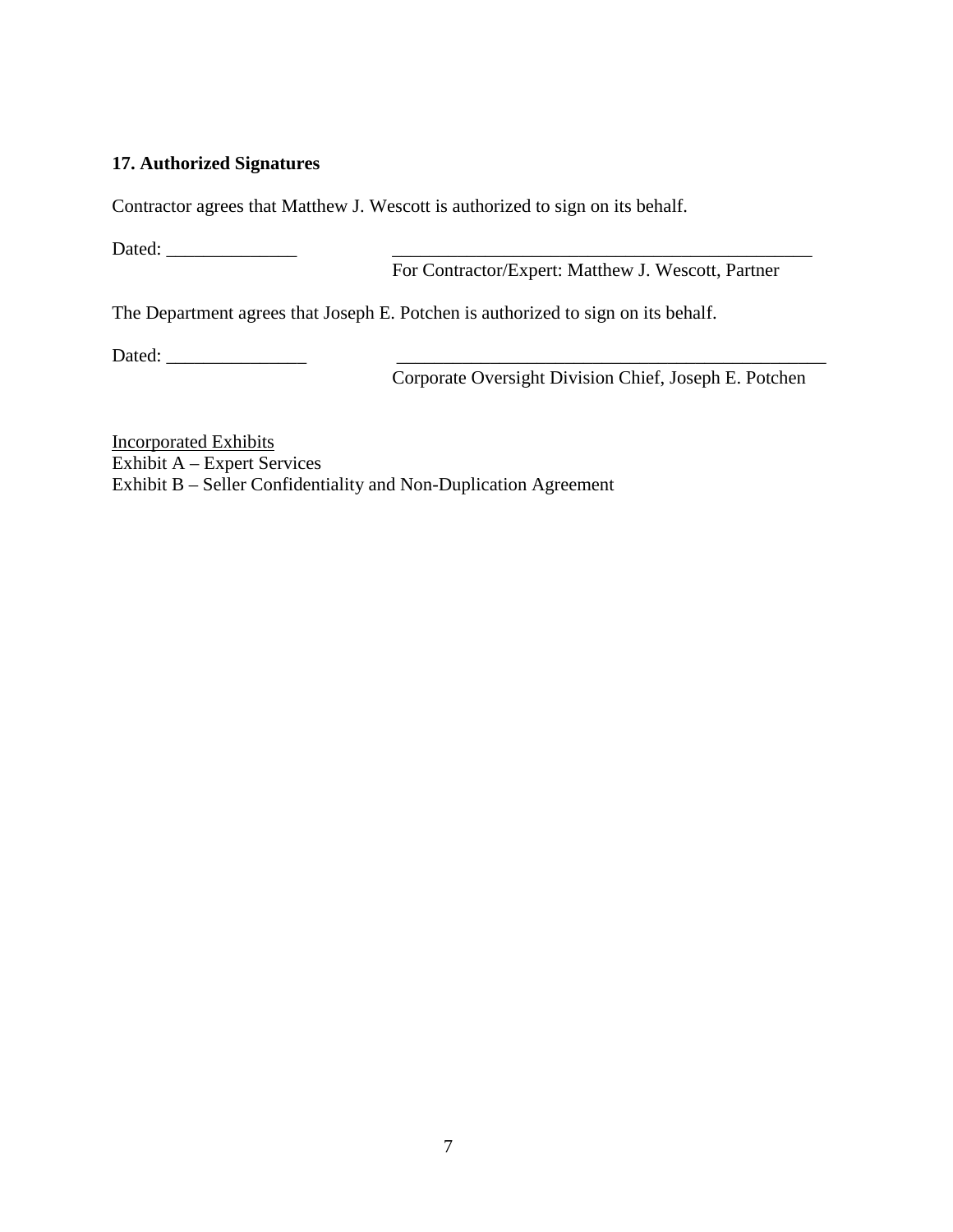**17. Authorized Signatures**

Contractor agrees that Matthew J. Wescott is authorized to sign on its behalf.

Dated: ______________ _______________________________________________

For Contractor/Expert: Matthew J. Wescott, Partner

The Department agrees that Joseph E. Potchen is authorized to sign on its behalf.

Dated: _______________ ________________________________________________

Corporate Oversight Division Chief, Joseph E. Potchen

<u>Incorporated Exhibits</u>
Exhibit A – Expert Services
Exhibit B – Seller Confidentiality and Non-Duplication Agreement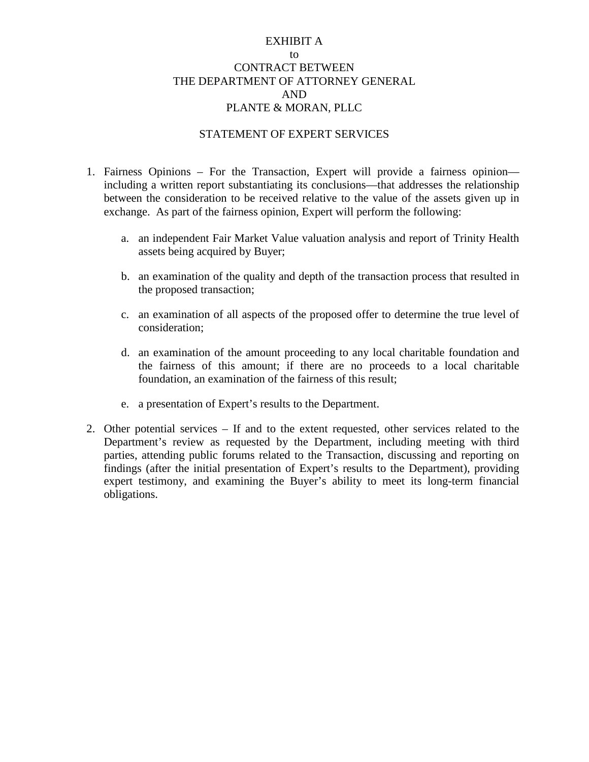# EXHIBIT A
to
CONTRACT BETWEEN
THE DEPARTMENT OF ATTORNEY GENERAL
AND
PLANTE & MORAN, PLLC

## STATEMENT OF EXPERT SERVICES

1. Fairness Opinions – For the Transaction, Expert will provide a fairness opinion—including a written report substantiating its conclusions—that addresses the relationship between the consideration to be received relative to the value of the assets given up in exchange. As part of the fairness opinion, Expert will perform the following:

   a. an independent Fair Market Value valuation analysis and report of Trinity Health assets being acquired by Buyer;

   b. an examination of the quality and depth of the transaction process that resulted in the proposed transaction;

   c. an examination of all aspects of the proposed offer to determine the true level of consideration;

   d. an examination of the amount proceeding to any local charitable foundation and the fairness of this amount; if there are no proceeds to a local charitable foundation, an examination of the fairness of this result;

   e. a presentation of Expert's results to the Department.

2. Other potential services – If and to the extent requested, other services related to the Department's review as requested by the Department, including meeting with third parties, attending public forums related to the Transaction, discussing and reporting on findings (after the initial presentation of Expert's results to the Department), providing expert testimony, and examining the Buyer's ability to meet its long-term financial obligations.